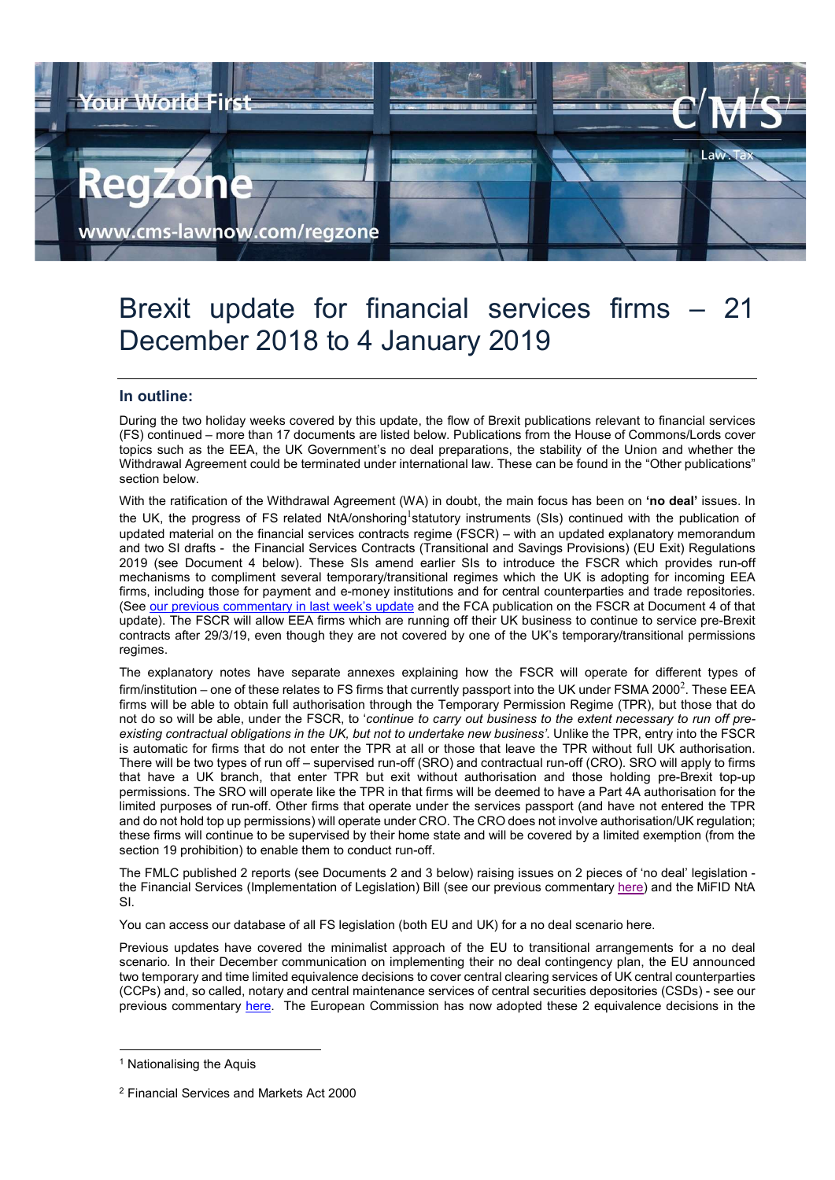Your World First

RegZone

www.cms-lawnow.com/regzone

# Brexit update for financial services firms – 21 December 2018 to 4 January 2019

## In outline:

During the two holiday weeks covered by this update, the flow of Brexit publications relevant to financial services (FS) continued – more than 17 documents are listed below. Publications from the House of Commons/Lords cover topics such as the EEA, the UK Government's no deal preparations, the stability of the Union and whether the Withdrawal Agreement could be terminated under international law. These can be found in the "Other publications" section below.

With the ratification of the Withdrawal Agreement (WA) in doubt, the main focus has been on **'no deal'** issues. In the UK, the progress of FS related NtA/onshoring[1] statutory instruments (SIs) continued with the publication of updated material on the financial services contracts regime (FSCR) – with an updated explanatory memorandum and two SI drafts - the Financial Services Contracts (Transitional and Savings Provisions) (EU Exit) Regulations 2019 (see Document 4 below). These SIs amend earlier SIs to introduce the FSCR which provides run-off mechanisms to compliment several temporary/transitional regimes which the UK is adopting for incoming EEA firms, including those for payment and e-money institutions and for central counterparties and trade repositories. (See our previous commentary in last week's update and the FCA publication on the FSCR at Document 4 of that update). The FSCR will allow EEA firms which are running off their UK business to continue to service pre-Brexit contracts after 29/3/19, even though they are not covered by one of the UK's temporary/transitional permissions regimes.

The explanatory notes have separate annexes explaining how the FSCR will operate for different types of firm/institution – one of these relates to FS firms that currently passport into the UK under FSMA 2000[2]. These EEA firms will be able to obtain full authorisation through the Temporary Permission Regime (TPR), but those that do not do so will be able, under the FSCR, to '*continue to carry out business to the extent necessary to run off pre-existing contractual obligations in the UK, but not to undertake new business'*. Unlike the TPR, entry into the FSCR is automatic for firms that do not enter the TPR at all or those that leave the TPR without full UK authorisation. There will be two types of run off – supervised run-off (SRO) and contractual run-off (CRO). SRO will apply to firms that have a UK branch, that enter TPR but exit without authorisation and those holding pre-Brexit top-up permissions. The SRO will operate like the TPR in that firms will be deemed to have a Part 4A authorisation for the limited purposes of run-off. Other firms that operate under the services passport (and have not entered the TPR and do not hold top up permissions) will operate under CRO. The CRO does not involve authorisation/UK regulation; these firms will continue to be supervised by their home state and will be covered by a limited exemption (from the section 19 prohibition) to enable them to conduct run-off.

The FMLC published 2 reports (see Documents 2 and 3 below) raising issues on 2 pieces of 'no deal' legislation - the Financial Services (Implementation of Legislation) Bill (see our previous commentary here) and the MiFID NtA SI.

You can access our database of all FS legislation (both EU and UK) for a no deal scenario here.

Previous updates have covered the minimalist approach of the EU to transitional arrangements for a no deal scenario. In their December communication on implementing their no deal contingency plan, the EU announced two temporary and time limited equivalence decisions to cover central clearing services of UK central counterparties (CCPs) and, so called, notary and central maintenance services of central securities depositories (CSDs) - see our previous commentary here. The European Commission has now adopted these 2 equivalence decisions in the

---

[1] Nationalising the Aquis

[2] Financial Services and Markets Act 2000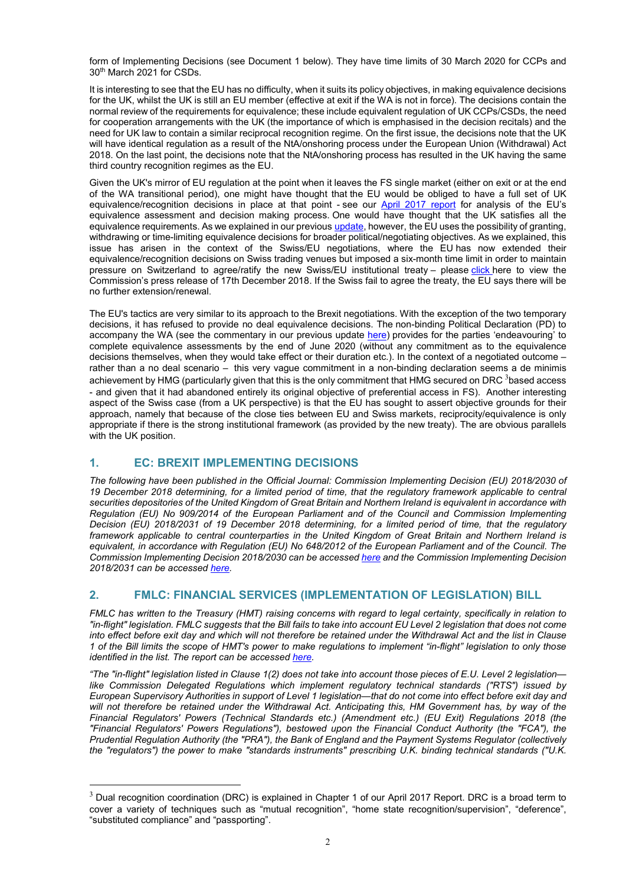form of Implementing Decisions (see Document 1 below). They have time limits of 30 March 2020 for CCPs and 30th March 2021 for CSDs.

It is interesting to see that the EU has no difficulty, when it suits its policy objectives, in making equivalence decisions for the UK, whilst the UK is still an EU member (effective at exit if the WA is not in force). The decisions contain the normal review of the requirements for equivalence; these include equivalent regulation of UK CCPs/CSDs, the need for cooperation arrangements with the UK (the importance of which is emphasised in the decision recitals) and the need for UK law to contain a similar reciprocal recognition regime. On the first issue, the decisions note that the UK will have identical regulation as a result of the NtA/onshoring process under the European Union (Withdrawal) Act 2018. On the last point, the decisions note that the NtA/onshoring process has resulted in the UK having the same third country recognition regimes as the EU.

Given the UK's mirror of EU regulation at the point when it leaves the FS single market (either on exit or at the end of the WA transitional period), one might have thought that the EU would be obliged to have a full set of UK equivalence/recognition decisions in place at that point - see our April 2017 report for analysis of the EU's equivalence assessment and decision making process. One would have thought that the UK satisfies all the equivalence requirements. As we explained in our previous update, however, the EU uses the possibility of granting, withdrawing or time-limiting equivalence decisions for broader political/negotiating objectives. As we explained, this issue has arisen in the context of the Swiss/EU negotiations, where the EU has now extended their equivalence/recognition decisions on Swiss trading venues but imposed a six-month time limit in order to maintain pressure on Switzerland to agree/ratify the new Swiss/EU institutional treaty – please click here to view the Commission's press release of 17th December 2018. If the Swiss fail to agree the treaty, the EU says there will be no further extension/renewal.

The EU's tactics are very similar to its approach to the Brexit negotiations. With the exception of the two temporary decisions, it has refused to provide no deal equivalence decisions. The non-binding Political Declaration (PD) to accompany the WA (see the commentary in our previous update here) provides for the parties 'endeavouring' to complete equivalence assessments by the end of June 2020 (without any commitment as to the equivalence decisions themselves, when they would take effect or their duration etc.). In the context of a negotiated outcome – rather than a no deal scenario – this very vague commitment in a non-binding declaration seems a de minimis achievement by HMG (particularly given that this is the only commitment that HMG secured on DRC [3] based access - and given that it had abandoned entirely its original objective of preferential access in FS). Another interesting aspect of the Swiss case (from a UK perspective) is that the EU has sought to assert objective grounds for their approach, namely that because of the close ties between EU and Swiss markets, reciprocity/equivalence is only appropriate if there is the strong institutional framework (as provided by the new treaty). The are obvious parallels with the UK position.

## 1. EC: BREXIT IMPLEMENTING DECISIONS

*The following have been published in the Official Journal: Commission Implementing Decision (EU) 2018/2030 of 19 December 2018 determining, for a limited period of time, that the regulatory framework applicable to central securities depositories of the United Kingdom of Great Britain and Northern Ireland is equivalent in accordance with Regulation (EU) No 909/2014 of the European Parliament and of the Council and Commission Implementing Decision (EU) 2018/2031 of 19 December 2018 determining, for a limited period of time, that the regulatory framework applicable to central counterparties in the United Kingdom of Great Britain and Northern Ireland is equivalent, in accordance with Regulation (EU) No 648/2012 of the European Parliament and of the Council. The Commission Implementing Decision 2018/2030 can be accessed here and the Commission Implementing Decision 2018/2031 can be accessed here.*

## 2. FMLC: FINANCIAL SERVICES (IMPLEMENTATION OF LEGISLATION) BILL

*FMLC has written to the Treasury (HMT) raising concerns with regard to legal certainty, specifically in relation to "in-flight" legislation. FMLC suggests that the Bill fails to take into account EU Level 2 legislation that does not come into effect before exit day and which will not therefore be retained under the Withdrawal Act and the list in Clause 1 of the Bill limits the scope of HMT's power to make regulations to implement "in-flight" legislation to only those identified in the list. The report can be accessed here.*

*"The "in-flight" legislation listed in Clause 1(2) does not take into account those pieces of E.U. Level 2 legislation—like Commission Delegated Regulations which implement regulatory technical standards ("RTS") issued by European Supervisory Authorities in support of Level 1 legislation—that do not come into effect before exit day and will not therefore be retained under the Withdrawal Act. Anticipating this, HM Government has, by way of the Financial Regulators' Powers (Technical Standards etc.) (Amendment etc.) (EU Exit) Regulations 2018 (the "Financial Regulators' Powers Regulations"), bestowed upon the Financial Conduct Authority (the "FCA"), the Prudential Regulation Authority (the "PRA"), the Bank of England and the Payment Systems Regulator (collectively the "regulators") the power to make "standards instruments" prescribing U.K. binding technical standards ("U.K.*

---

[3] Dual recognition coordination (DRC) is explained in Chapter 1 of our April 2017 Report. DRC is a broad term to cover a variety of techniques such as "mutual recognition", "home state recognition/supervision", "deference", "substituted compliance" and "passporting".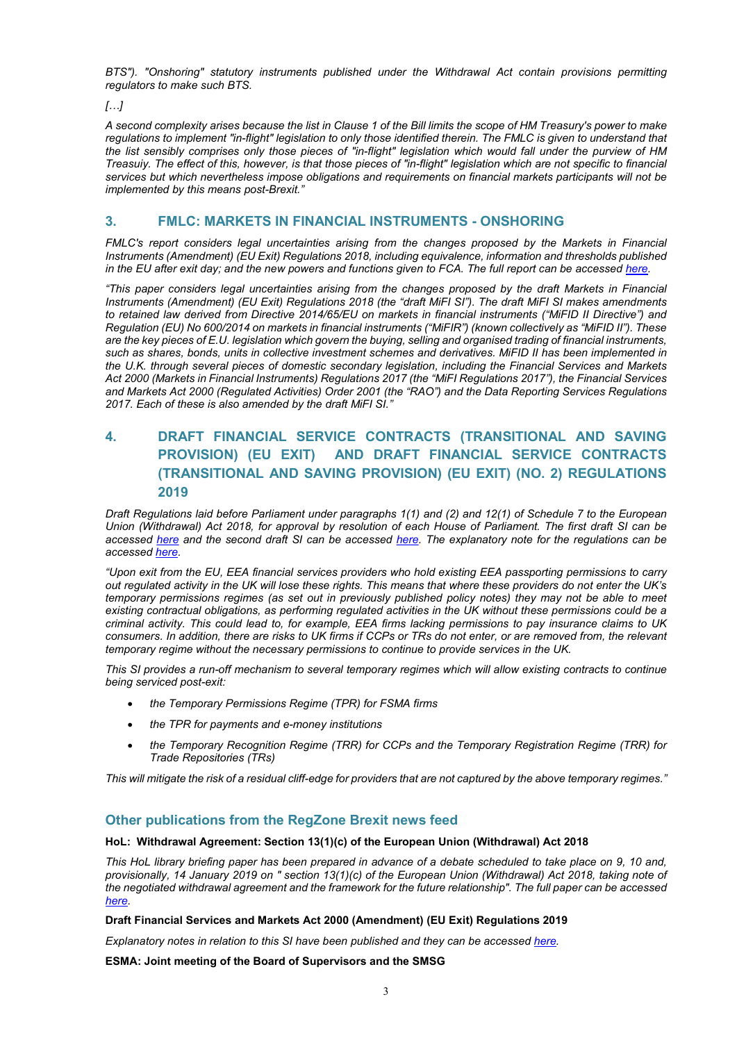*BTS"). "Onshoring" statutory instruments published under the Withdrawal Act contain provisions permitting regulators to make such BTS.*

*[…]*

*A second complexity arises because the list in Clause 1 of the Bill limits the scope of HM Treasury's power to make regulations to implement "in-flight" legislation to only those identified therein. The FMLC is given to understand that the list sensibly comprises only those pieces of "in-flight" legislation which would fall under the purview of HM Treasuiy. The effect of this, however, is that those pieces of "in-flight" legislation which are not specific to financial services but which nevertheless impose obligations and requirements on financial markets participants will not be implemented by this means post-Brexit."*

## 3. FMLC: MARKETS IN FINANCIAL INSTRUMENTS - ONSHORING

*FMLC's report considers legal uncertainties arising from the changes proposed by the Markets in Financial Instruments (Amendment) (EU Exit) Regulations 2018, including equivalence, information and thresholds published in the EU after exit day; and the new powers and functions given to FCA. The full report can be accessed here.*

*"This paper considers legal uncertainties arising from the changes proposed by the draft Markets in Financial Instruments (Amendment) (EU Exit) Regulations 2018 (the "draft MiFI SI"). The draft MiFI SI makes amendments to retained law derived from Directive 2014/65/EU on markets in financial instruments ("MiFID II Directive") and Regulation (EU) No 600/2014 on markets in financial instruments ("MiFIR") (known collectively as "MiFID II"). These are the key pieces of E.U. legislation which govern the buying, selling and organised trading of financial instruments, such as shares, bonds, units in collective investment schemes and derivatives. MiFID II has been implemented in the U.K. through several pieces of domestic secondary legislation, including the Financial Services and Markets Act 2000 (Markets in Financial Instruments) Regulations 2017 (the "MiFI Regulations 2017"), the Financial Services and Markets Act 2000 (Regulated Activities) Order 2001 (the "RAO") and the Data Reporting Services Regulations 2017. Each of these is also amended by the draft MiFI SI."*

## 4. DRAFT FINANCIAL SERVICE CONTRACTS (TRANSITIONAL AND SAVING PROVISION) (EU EXIT) AND DRAFT FINANCIAL SERVICE CONTRACTS (TRANSITIONAL AND SAVING PROVISION) (EU EXIT) (NO. 2) REGULATIONS 2019

*Draft Regulations laid before Parliament under paragraphs 1(1) and (2) and 12(1) of Schedule 7 to the European Union (Withdrawal) Act 2018, for approval by resolution of each House of Parliament. The first draft SI can be accessed here and the second draft SI can be accessed here. The explanatory note for the regulations can be accessed here.*

*"Upon exit from the EU, EEA financial services providers who hold existing EEA passporting permissions to carry out regulated activity in the UK will lose these rights. This means that where these providers do not enter the UK's temporary permissions regimes (as set out in previously published policy notes) they may not be able to meet existing contractual obligations, as performing regulated activities in the UK without these permissions could be a criminal activity. This could lead to, for example, EEA firms lacking permissions to pay insurance claims to UK consumers. In addition, there are risks to UK firms if CCPs or TRs do not enter, or are removed from, the relevant temporary regime without the necessary permissions to continue to provide services in the UK.*

*This SI provides a run-off mechanism to several temporary regimes which will allow existing contracts to continue being serviced post-exit:*

- *the Temporary Permissions Regime (TPR) for FSMA firms*
- *the TPR for payments and e-money institutions*
- *the Temporary Recognition Regime (TRR) for CCPs and the Temporary Registration Regime (TRR) for Trade Repositories (TRs)*

*This will mitigate the risk of a residual cliff-edge for providers that are not captured by the above temporary regimes."*

## Other publications from the RegZone Brexit news feed

**HoL: Withdrawal Agreement: Section 13(1)(c) of the European Union (Withdrawal) Act 2018**

*This HoL library briefing paper has been prepared in advance of a debate scheduled to take place on 9, 10 and, provisionally, 14 January 2019 on " section 13(1)(c) of the European Union (Withdrawal) Act 2018, taking note of the negotiated withdrawal agreement and the framework for the future relationship". The full paper can be accessed here.*

**Draft Financial Services and Markets Act 2000 (Amendment) (EU Exit) Regulations 2019**

*Explanatory notes in relation to this SI have been published and they can be accessed here.*

**ESMA: Joint meeting of the Board of Supervisors and the SMSG**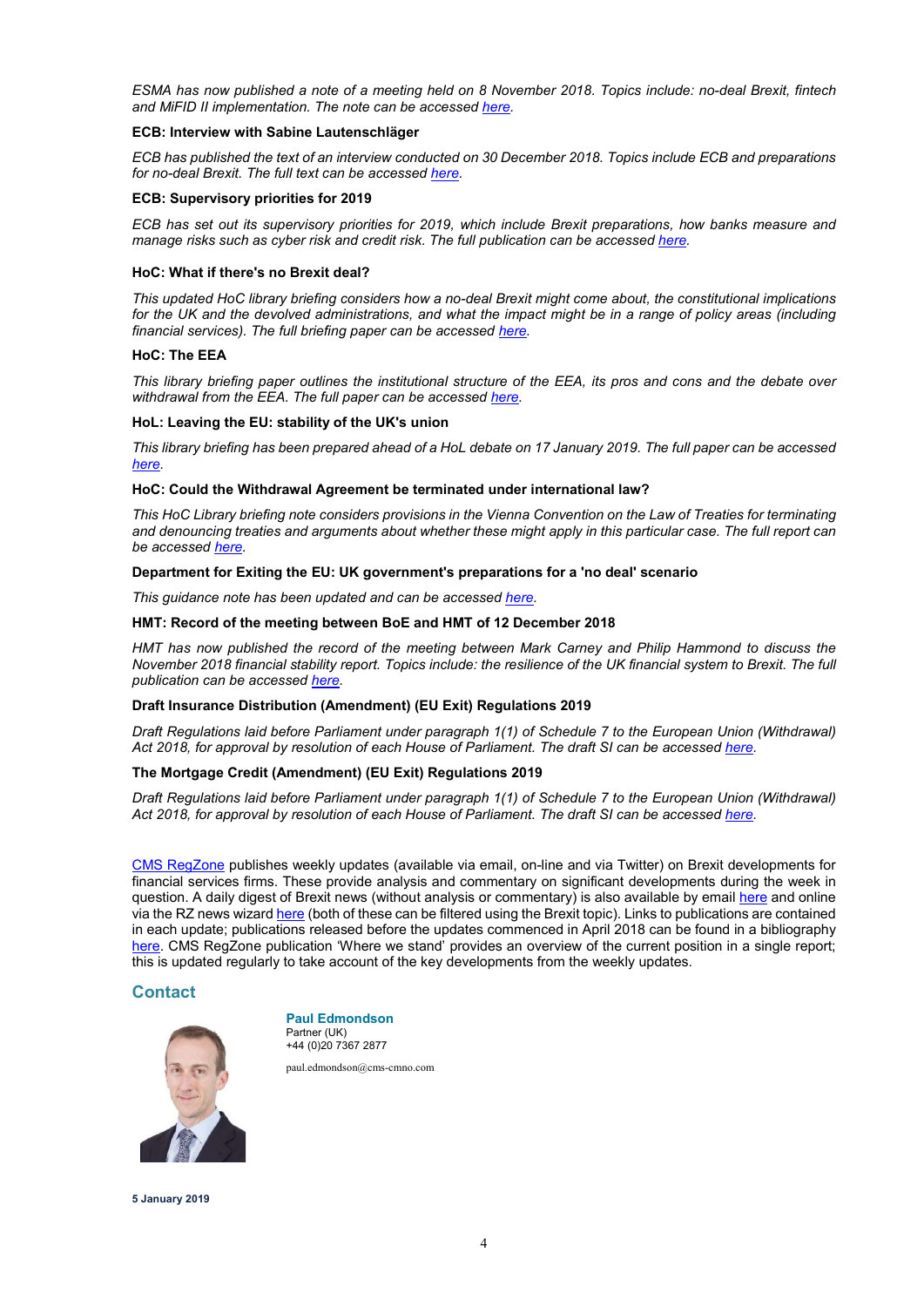*ESMA has now published a note of a meeting held on 8 November 2018. Topics include: no-deal Brexit, fintech and MiFID II implementation. The note can be accessed here.*

**ECB: Interview with Sabine Lautenschläger**

*ECB has published the text of an interview conducted on 30 December 2018. Topics include ECB and preparations for no-deal Brexit. The full text can be accessed here.*

**ECB: Supervisory priorities for 2019**

*ECB has set out its supervisory priorities for 2019, which include Brexit preparations, how banks measure and manage risks such as cyber risk and credit risk. The full publication can be accessed here.*

**HoC: What if there's no Brexit deal?**

*This updated HoC library briefing considers how a no-deal Brexit might come about, the constitutional implications for the UK and the devolved administrations, and what the impact might be in a range of policy areas (including financial services). The full briefing paper can be accessed here.*

**HoC: The EEA**

*This library briefing paper outlines the institutional structure of the EEA, its pros and cons and the debate over withdrawal from the EEA. The full paper can be accessed here.*

**HoL: Leaving the EU: stability of the UK's union**

*This library briefing has been prepared ahead of a HoL debate on 17 January 2019. The full paper can be accessed here.*

**HoC: Could the Withdrawal Agreement be terminated under international law?**

*This HoC Library briefing note considers provisions in the Vienna Convention on the Law of Treaties for terminating and denouncing treaties and arguments about whether these might apply in this particular case. The full report can be accessed here.*

**Department for Exiting the EU: UK government's preparations for a 'no deal' scenario**

*This guidance note has been updated and can be accessed here.*

**HMT: Record of the meeting between BoE and HMT of 12 December 2018**

*HMT has now published the record of the meeting between Mark Carney and Philip Hammond to discuss the November 2018 financial stability report. Topics include: the resilience of the UK financial system to Brexit. The full publication can be accessed here.*

**Draft Insurance Distribution (Amendment) (EU Exit) Regulations 2019**

*Draft Regulations laid before Parliament under paragraph 1(1) of Schedule 7 to the European Union (Withdrawal) Act 2018, for approval by resolution of each House of Parliament. The draft SI can be accessed here.*

**The Mortgage Credit (Amendment) (EU Exit) Regulations 2019**

*Draft Regulations laid before Parliament under paragraph 1(1) of Schedule 7 to the European Union (Withdrawal) Act 2018, for approval by resolution of each House of Parliament. The draft SI can be accessed here.*

CMS RegZone publishes weekly updates (available via email, on-line and via Twitter) on Brexit developments for financial services firms. These provide analysis and commentary on significant developments during the week in question. A daily digest of Brexit news (without analysis or commentary) is also available by email here and online via the RZ news wizard here (both of these can be filtered using the Brexit topic). Links to publications are contained in each update; publications released before the updates commenced in April 2018 can be found in a bibliography here. CMS RegZone publication 'Where we stand' provides an overview of the current position in a single report; this is updated regularly to take account of the key developments from the weekly updates.

## Contact

**Paul Edmondson**
Partner (UK)
+44 (0)20 7367 2877

paul.edmondson@cms-cmno.com

**5 January 2019**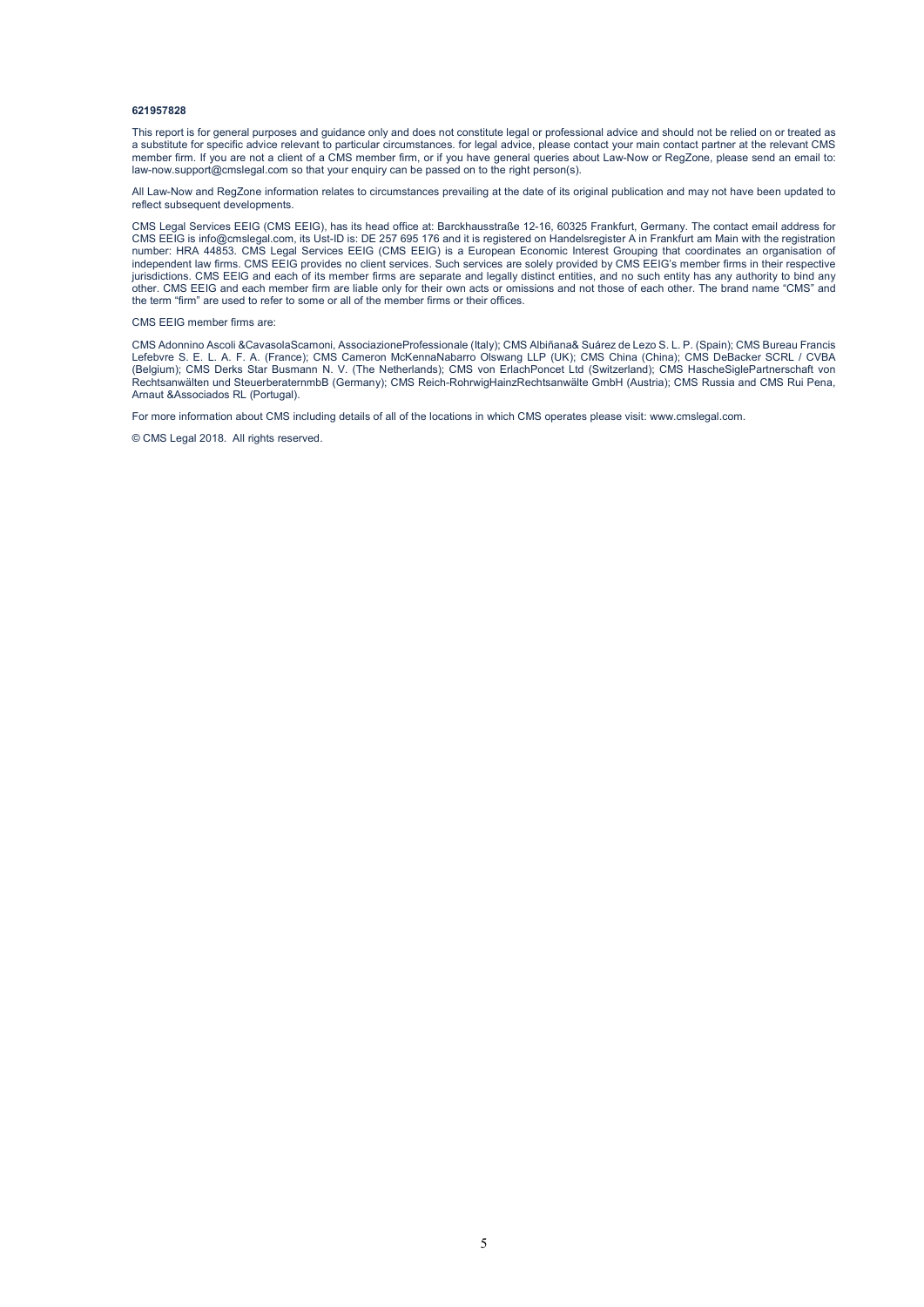**621957828**

This report is for general purposes and guidance only and does not constitute legal or professional advice and should not be relied on or treated as a substitute for specific advice relevant to particular circumstances. for legal advice, please contact your main contact partner at the relevant CMS member firm. If you are not a client of a CMS member firm, or if you have general queries about Law-Now or RegZone, please send an email to: law-now.support@cmslegal.com so that your enquiry can be passed on to the right person(s).

All Law-Now and RegZone information relates to circumstances prevailing at the date of its original publication and may not have been updated to reflect subsequent developments.

CMS Legal Services EEIG (CMS EEIG), has its head office at: Barckhausstraße 12-16, 60325 Frankfurt, Germany. The contact email address for CMS EEIG is info@cmslegal.com, its Ust-ID is: DE 257 695 176 and it is registered on Handelsregister A in Frankfurt am Main with the registration number: HRA 44853. CMS Legal Services EEIG (CMS EEIG) is a European Economic Interest Grouping that coordinates an organisation of independent law firms. CMS EEIG provides no client services. Such services are solely provided by CMS EEIG's member firms in their respective jurisdictions. CMS EEIG and each of its member firms are separate and legally distinct entities, and no such entity has any authority to bind any other. CMS EEIG and each member firm are liable only for their own acts or omissions and not those of each other. The brand name "CMS" and the term "firm" are used to refer to some or all of the member firms or their offices.

CMS EEIG member firms are:

CMS Adonnino Ascoli &CavasolaScamoni, AssociazioneProfessionale (Italy); CMS Albiñana& Suárez de Lezo S. L. P. (Spain); CMS Bureau Francis Lefebvre S. E. L. A. F. A. (France); CMS Cameron McKennaNabarro Olswang LLP (UK); CMS China (China); CMS DeBacker SCRL / CVBA (Belgium); CMS Derks Star Busmann N. V. (The Netherlands); CMS von ErlachPoncet Ltd (Switzerland); CMS HascheSiglePartnerschaft von Rechtsanwälten und SteuerberaternmbB (Germany); CMS Reich-RohrwigHainzRechtsanwälte GmbH (Austria); CMS Russia and CMS Rui Pena, Arnaut &Associados RL (Portugal).

For more information about CMS including details of all of the locations in which CMS operates please visit: www.cmslegal.com.

© CMS Legal 2018. All rights reserved.